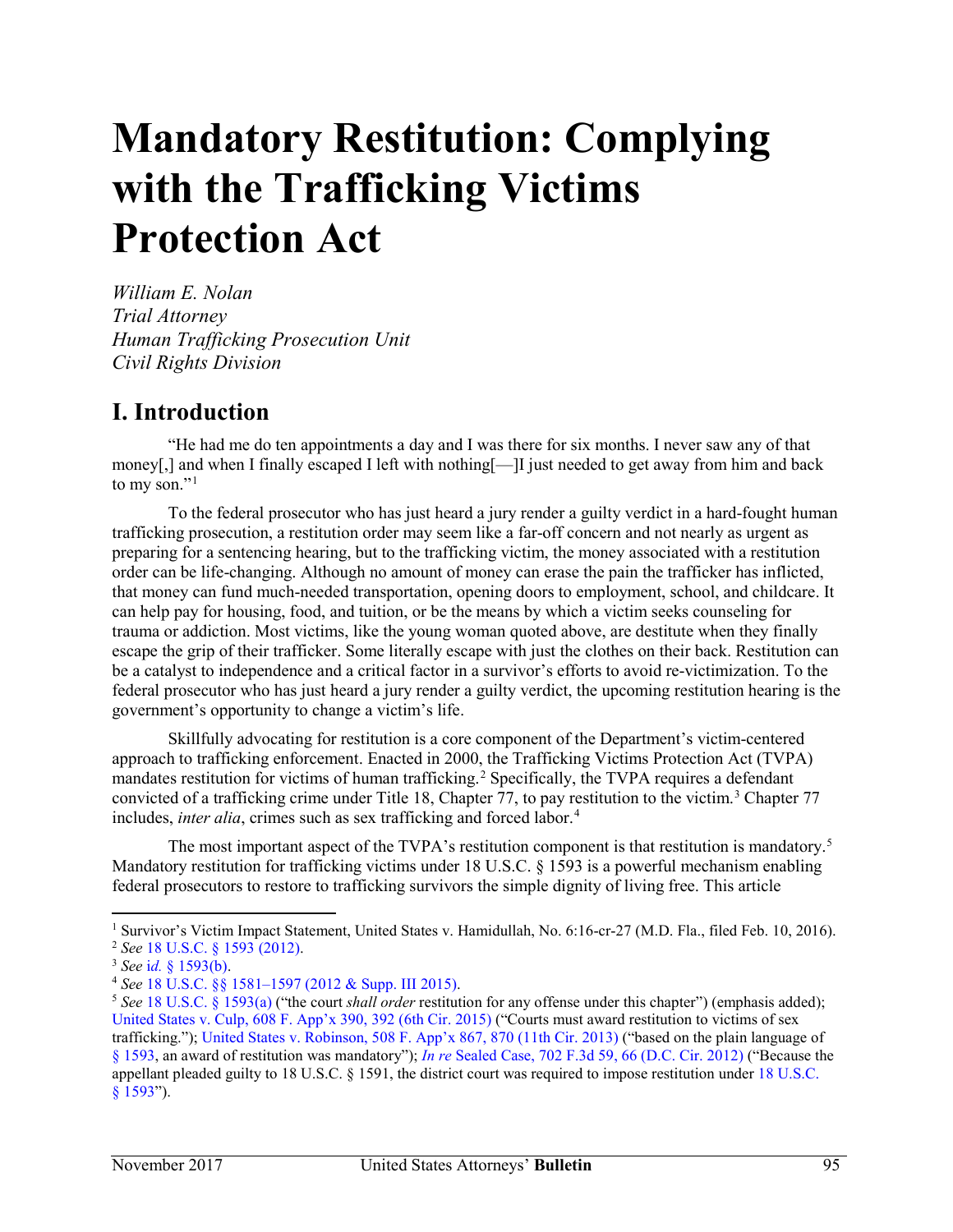# Mandatory Restitution: Complying with the Trafficking Victims Protection Act

*William E. Nolan*
*Trial Attorney*
*Human Trafficking Prosecution Unit*
*Civil Rights Division*

## I. Introduction

"He had me do ten appointments a day and I was there for six months. I never saw any of that money[,] and when I finally escaped I left with nothing[—]I just needed to get away from him and back to my son."[1]

To the federal prosecutor who has just heard a jury render a guilty verdict in a hard-fought human trafficking prosecution, a restitution order may seem like a far-off concern and not nearly as urgent as preparing for a sentencing hearing, but to the trafficking victim, the money associated with a restitution order can be life-changing. Although no amount of money can erase the pain the trafficker has inflicted, that money can fund much-needed transportation, opening doors to employment, school, and childcare. It can help pay for housing, food, and tuition, or be the means by which a victim seeks counseling for trauma or addiction. Most victims, like the young woman quoted above, are destitute when they finally escape the grip of their trafficker. Some literally escape with just the clothes on their back. Restitution can be a catalyst to independence and a critical factor in a survivor's efforts to avoid re-victimization. To the federal prosecutor who has just heard a jury render a guilty verdict, the upcoming restitution hearing is the government's opportunity to change a victim's life.

Skillfully advocating for restitution is a core component of the Department's victim-centered approach to trafficking enforcement. Enacted in 2000, the Trafficking Victims Protection Act (TVPA) mandates restitution for victims of human trafficking.[2] Specifically, the TVPA requires a defendant convicted of a trafficking crime under Title 18, Chapter 77, to pay restitution to the victim.[3] Chapter 77 includes, *inter alia*, crimes such as sex trafficking and forced labor.[4]

The most important aspect of the TVPA's restitution component is that restitution is mandatory.[5] Mandatory restitution for trafficking victims under 18 U.S.C. § 1593 is a powerful mechanism enabling federal prosecutors to restore to trafficking survivors the simple dignity of living free. This article

---

[1] Survivor's Victim Impact Statement, United States v. Hamidullah, No. 6:16-cr-27 (M.D. Fla., filed Feb. 10, 2016).

[2] *See* 18 U.S.C. § 1593 (2012).

[3] *See* i*d.* § 1593(b).

[4] *See* 18 U.S.C. §§ 1581–1597 (2012 & Supp. III 2015).

[5] *See* 18 U.S.C. § 1593(a) ("the court *shall order* restitution for any offense under this chapter") (emphasis added); United States v. Culp, 608 F. App'x 390, 392 (6th Cir. 2015) ("Courts must award restitution to victims of sex trafficking."); United States v. Robinson, 508 F. App'x 867, 870 (11th Cir. 2013) ("based on the plain language of § 1593, an award of restitution was mandatory"); *In re* Sealed Case, 702 F.3d 59, 66 (D.C. Cir. 2012) ("Because the appellant pleaded guilty to 18 U.S.C. § 1591, the district court was required to impose restitution under 18 U.S.C. § 1593").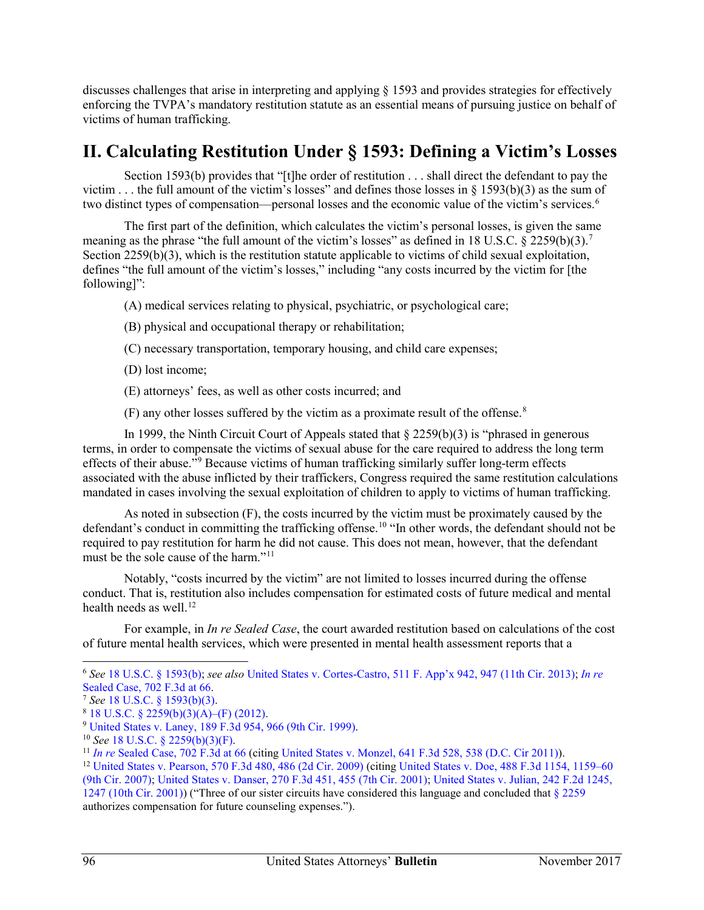discusses challenges that arise in interpreting and applying § 1593 and provides strategies for effectively enforcing the TVPA's mandatory restitution statute as an essential means of pursuing justice on behalf of victims of human trafficking.

## II. Calculating Restitution Under § 1593: Defining a Victim's Losses

Section 1593(b) provides that "[t]he order of restitution . . . shall direct the defendant to pay the victim . . . the full amount of the victim's losses" and defines those losses in § 1593(b)(3) as the sum of two distinct types of compensation—personal losses and the economic value of the victim's services.[6]

The first part of the definition, which calculates the victim's personal losses, is given the same meaning as the phrase "the full amount of the victim's losses" as defined in 18 U.S.C. § 2259(b)(3).[7] Section 2259(b)(3), which is the restitution statute applicable to victims of child sexual exploitation, defines "the full amount of the victim's losses," including "any costs incurred by the victim for [the following]":

(A) medical services relating to physical, psychiatric, or psychological care;

(B) physical and occupational therapy or rehabilitation;

(C) necessary transportation, temporary housing, and child care expenses;

(D) lost income;

(E) attorneys' fees, as well as other costs incurred; and

(F) any other losses suffered by the victim as a proximate result of the offense.[8]

In 1999, the Ninth Circuit Court of Appeals stated that § 2259(b)(3) is "phrased in generous terms, in order to compensate the victims of sexual abuse for the care required to address the long term effects of their abuse."[9] Because victims of human trafficking similarly suffer long-term effects associated with the abuse inflicted by their traffickers, Congress required the same restitution calculations mandated in cases involving the sexual exploitation of children to apply to victims of human trafficking.

As noted in subsection (F), the costs incurred by the victim must be proximately caused by the defendant's conduct in committing the trafficking offense.[10] "In other words, the defendant should not be required to pay restitution for harm he did not cause. This does not mean, however, that the defendant must be the sole cause of the harm."[11]

Notably, "costs incurred by the victim" are not limited to losses incurred during the offense conduct. That is, restitution also includes compensation for estimated costs of future medical and mental health needs as well.[12]

For example, in *In re Sealed Case*, the court awarded restitution based on calculations of the cost of future mental health services, which were presented in mental health assessment reports that a

---

[6] *See* 18 U.S.C. § 1593(b); *see also* United States v. Cortes-Castro, 511 F. App'x 942, 947 (11th Cir. 2013); *In re* Sealed Case, 702 F.3d at 66.

[7] *See* 18 U.S.C. § 1593(b)(3).

[8] 18 U.S.C. § 2259(b)(3)(A)–(F) (2012).

[9] United States v. Laney, 189 F.3d 954, 966 (9th Cir. 1999).

[10] *See* 18 U.S.C. § 2259(b)(3)(F).

[11] *In re* Sealed Case, 702 F.3d at 66 (citing United States v. Monzel, 641 F.3d 528, 538 (D.C. Cir 2011)).

[12] United States v. Pearson, 570 F.3d 480, 486 (2d Cir. 2009) (citing United States v. Doe, 488 F.3d 1154, 1159–60 (9th Cir. 2007); United States v. Danser, 270 F.3d 451, 455 (7th Cir. 2001); United States v. Julian, 242 F.2d 1245, 1247 (10th Cir. 2001)) ("Three of our sister circuits have considered this language and concluded that § 2259 authorizes compensation for future counseling expenses.").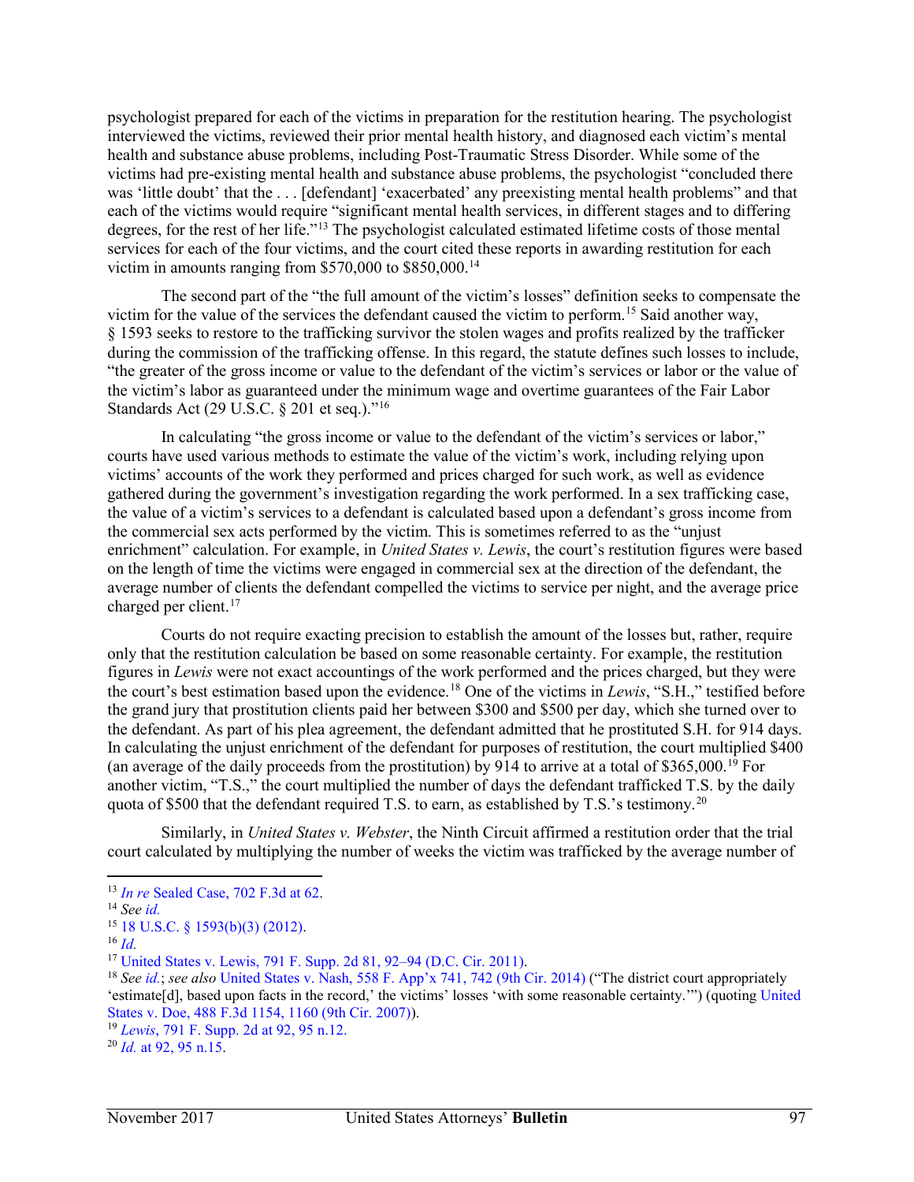psychologist prepared for each of the victims in preparation for the restitution hearing. The psychologist interviewed the victims, reviewed their prior mental health history, and diagnosed each victim's mental health and substance abuse problems, including Post-Traumatic Stress Disorder. While some of the victims had pre-existing mental health and substance abuse problems, the psychologist "concluded there was 'little doubt' that the . . . [defendant] 'exacerbated' any preexisting mental health problems" and that each of the victims would require "significant mental health services, in different stages and to differing degrees, for the rest of her life."[13] The psychologist calculated estimated lifetime costs of those mental services for each of the four victims, and the court cited these reports in awarding restitution for each victim in amounts ranging from $570,000 to $850,000.[14]

The second part of the "the full amount of the victim's losses" definition seeks to compensate the victim for the value of the services the defendant caused the victim to perform.[15] Said another way, § 1593 seeks to restore to the trafficking survivor the stolen wages and profits realized by the trafficker during the commission of the trafficking offense. In this regard, the statute defines such losses to include, "the greater of the gross income or value to the defendant of the victim's services or labor or the value of the victim's labor as guaranteed under the minimum wage and overtime guarantees of the Fair Labor Standards Act (29 U.S.C. § 201 et seq.)."[16]

In calculating "the gross income or value to the defendant of the victim's services or labor," courts have used various methods to estimate the value of the victim's work, including relying upon victims' accounts of the work they performed and prices charged for such work, as well as evidence gathered during the government's investigation regarding the work performed. In a sex trafficking case, the value of a victim's services to a defendant is calculated based upon a defendant's gross income from the commercial sex acts performed by the victim. This is sometimes referred to as the "unjust enrichment" calculation. For example, in *United States v. Lewis*, the court's restitution figures were based on the length of time the victims were engaged in commercial sex at the direction of the defendant, the average number of clients the defendant compelled the victims to service per night, and the average price charged per client.[17]

Courts do not require exacting precision to establish the amount of the losses but, rather, require only that the restitution calculation be based on some reasonable certainty. For example, the restitution figures in *Lewis* were not exact accountings of the work performed and the prices charged, but they were the court's best estimation based upon the evidence.[18] One of the victims in *Lewis*, "S.H.," testified before the grand jury that prostitution clients paid her between $300 and $500 per day, which she turned over to the defendant. As part of his plea agreement, the defendant admitted that he prostituted S.H. for 914 days. In calculating the unjust enrichment of the defendant for purposes of restitution, the court multiplied $400 (an average of the daily proceeds from the prostitution) by 914 to arrive at a total of $365,000.[19] For another victim, "T.S.," the court multiplied the number of days the defendant trafficked T.S. by the daily quota of $500 that the defendant required T.S. to earn, as established by T.S.'s testimony.[20]

Similarly, in *United States v. Webster*, the Ninth Circuit affirmed a restitution order that the trial court calculated by multiplying the number of weeks the victim was trafficked by the average number of

---

[13] *In re* Sealed Case, 702 F.3d at 62.

[14] *See id.*

[15] 18 U.S.C. § 1593(b)(3) (2012).

[16] *Id.*

[17] United States v. Lewis, 791 F. Supp. 2d 81, 92–94 (D.C. Cir. 2011).

[18] *See id.*; *see also* United States v. Nash, 558 F. App'x 741, 742 (9th Cir. 2014) ("The district court appropriately 'estimate[d], based upon facts in the record,' the victims' losses 'with some reasonable certainty.'") (quoting United States v. Doe, 488 F.3d 1154, 1160 (9th Cir. 2007)).

[19] *Lewis*, 791 F. Supp. 2d at 92, 95 n.12.

[20] *Id.* at 92, 95 n.15.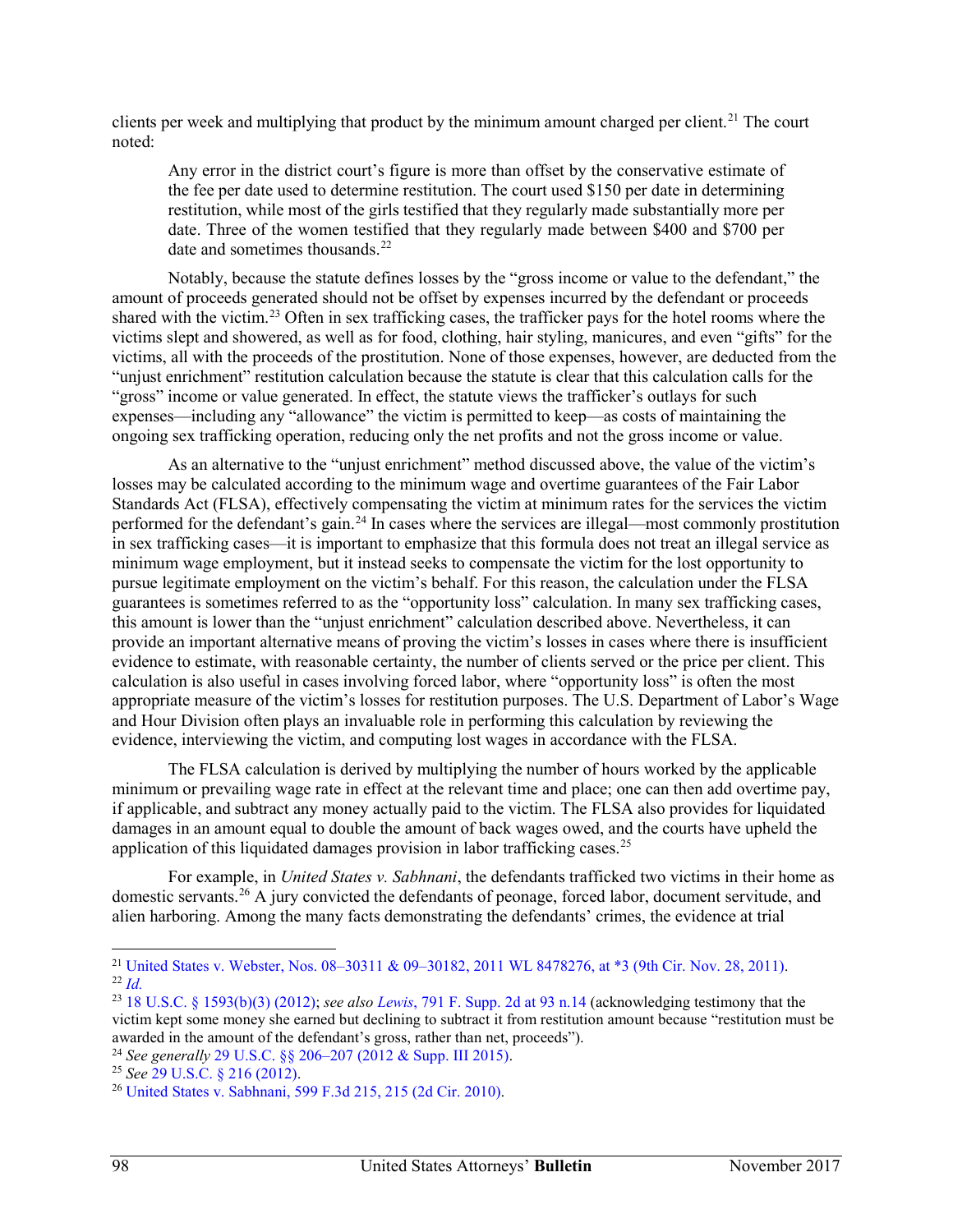clients per week and multiplying that product by the minimum amount charged per client.[21] The court noted:

> Any error in the district court's figure is more than offset by the conservative estimate of the fee per date used to determine restitution. The court used $150 per date in determining restitution, while most of the girls testified that they regularly made substantially more per date. Three of the women testified that they regularly made between $400 and $700 per date and sometimes thousands.[22]

Notably, because the statute defines losses by the "gross income or value to the defendant," the amount of proceeds generated should not be offset by expenses incurred by the defendant or proceeds shared with the victim.[23] Often in sex trafficking cases, the trafficker pays for the hotel rooms where the victims slept and showered, as well as for food, clothing, hair styling, manicures, and even "gifts" for the victims, all with the proceeds of the prostitution. None of those expenses, however, are deducted from the "unjust enrichment" restitution calculation because the statute is clear that this calculation calls for the "gross" income or value generated. In effect, the statute views the trafficker's outlays for such expenses—including any "allowance" the victim is permitted to keep—as costs of maintaining the ongoing sex trafficking operation, reducing only the net profits and not the gross income or value.

As an alternative to the "unjust enrichment" method discussed above, the value of the victim's losses may be calculated according to the minimum wage and overtime guarantees of the Fair Labor Standards Act (FLSA), effectively compensating the victim at minimum rates for the services the victim performed for the defendant's gain.[24] In cases where the services are illegal—most commonly prostitution in sex trafficking cases—it is important to emphasize that this formula does not treat an illegal service as minimum wage employment, but it instead seeks to compensate the victim for the lost opportunity to pursue legitimate employment on the victim's behalf. For this reason, the calculation under the FLSA guarantees is sometimes referred to as the "opportunity loss" calculation. In many sex trafficking cases, this amount is lower than the "unjust enrichment" calculation described above. Nevertheless, it can provide an important alternative means of proving the victim's losses in cases where there is insufficient evidence to estimate, with reasonable certainty, the number of clients served or the price per client. This calculation is also useful in cases involving forced labor, where "opportunity loss" is often the most appropriate measure of the victim's losses for restitution purposes. The U.S. Department of Labor's Wage and Hour Division often plays an invaluable role in performing this calculation by reviewing the evidence, interviewing the victim, and computing lost wages in accordance with the FLSA.

The FLSA calculation is derived by multiplying the number of hours worked by the applicable minimum or prevailing wage rate in effect at the relevant time and place; one can then add overtime pay, if applicable, and subtract any money actually paid to the victim. The FLSA also provides for liquidated damages in an amount equal to double the amount of back wages owed, and the courts have upheld the application of this liquidated damages provision in labor trafficking cases.[25]

For example, in *United States v. Sabhnani*, the defendants trafficked two victims in their home as domestic servants.[26] A jury convicted the defendants of peonage, forced labor, document servitude, and alien harboring. Among the many facts demonstrating the defendants' crimes, the evidence at trial

---

[21] United States v. Webster, Nos. 08–30311 & 09–30182, 2011 WL 8478276, at *3 (9th Cir. Nov. 28, 2011).

[22] *Id.*

[23] 18 U.S.C. § 1593(b)(3) (2012); *see also Lewis*, 791 F. Supp. 2d at 93 n.14 (acknowledging testimony that the victim kept some money she earned but declining to subtract it from restitution amount because "restitution must be awarded in the amount of the defendant's gross, rather than net, proceeds").

[24] *See generally* 29 U.S.C. §§ 206–207 (2012 & Supp. III 2015).

[25] *See* 29 U.S.C. § 216 (2012).

[26] United States v. Sabhnani, 599 F.3d 215, 215 (2d Cir. 2010).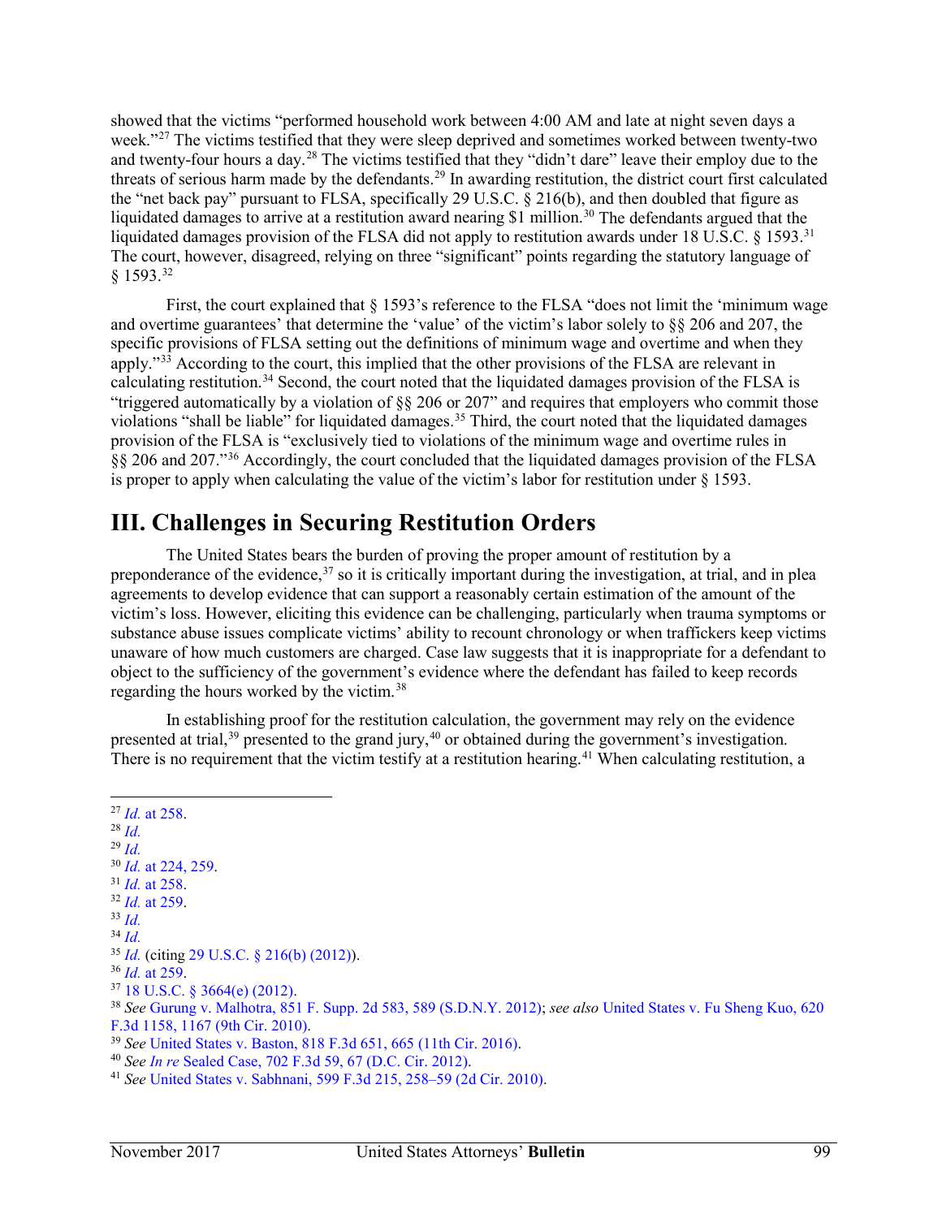showed that the victims "performed household work between 4:00 AM and late at night seven days a week."[27] The victims testified that they were sleep deprived and sometimes worked between twenty-two and twenty-four hours a day.[28] The victims testified that they "didn't dare" leave their employ due to the threats of serious harm made by the defendants.[29] In awarding restitution, the district court first calculated the "net back pay" pursuant to FLSA, specifically 29 U.S.C. § 216(b), and then doubled that figure as liquidated damages to arrive at a restitution award nearing $1 million.[30] The defendants argued that the liquidated damages provision of the FLSA did not apply to restitution awards under 18 U.S.C. § 1593.[31] The court, however, disagreed, relying on three "significant" points regarding the statutory language of § 1593.[32]

First, the court explained that § 1593's reference to the FLSA "does not limit the 'minimum wage and overtime guarantees' that determine the 'value' of the victim's labor solely to §§ 206 and 207, the specific provisions of FLSA setting out the definitions of minimum wage and overtime and when they apply."[33] According to the court, this implied that the other provisions of the FLSA are relevant in calculating restitution.[34] Second, the court noted that the liquidated damages provision of the FLSA is "triggered automatically by a violation of §§ 206 or 207" and requires that employers who commit those violations "shall be liable" for liquidated damages.[35] Third, the court noted that the liquidated damages provision of the FLSA is "exclusively tied to violations of the minimum wage and overtime rules in §§ 206 and 207."[36] Accordingly, the court concluded that the liquidated damages provision of the FLSA is proper to apply when calculating the value of the victim's labor for restitution under § 1593.

## III. Challenges in Securing Restitution Orders

The United States bears the burden of proving the proper amount of restitution by a preponderance of the evidence,[37] so it is critically important during the investigation, at trial, and in plea agreements to develop evidence that can support a reasonably certain estimation of the amount of the victim's loss. However, eliciting this evidence can be challenging, particularly when trauma symptoms or substance abuse issues complicate victims' ability to recount chronology or when traffickers keep victims unaware of how much customers are charged. Case law suggests that it is inappropriate for a defendant to object to the sufficiency of the government's evidence where the defendant has failed to keep records regarding the hours worked by the victim.[38]

In establishing proof for the restitution calculation, the government may rely on the evidence presented at trial,[39] presented to the grand jury,[40] or obtained during the government's investigation. There is no requirement that the victim testify at a restitution hearing.[41] When calculating restitution, a

---

[27] *Id.* at 258.
[28] *Id.*
[29] *Id.*
[30] *Id.* at 224, 259.
[31] *Id.* at 258.
[32] *Id.* at 259.
[33] *Id.*
[34] *Id.*
[35] *Id.* (citing 29 U.S.C. § 216(b) (2012)).
[36] *Id.* at 259.
[37] 18 U.S.C. § 3664(e) (2012).
[38] *See* Gurung v. Malhotra, 851 F. Supp. 2d 583, 589 (S.D.N.Y. 2012); *see also* United States v. Fu Sheng Kuo, 620 F.3d 1158, 1167 (9th Cir. 2010).
[39] *See* United States v. Baston, 818 F.3d 651, 665 (11th Cir. 2016).
[40] *See In re* Sealed Case, 702 F.3d 59, 67 (D.C. Cir. 2012).
[41] *See* United States v. Sabhnani, 599 F.3d 215, 258–59 (2d Cir. 2010).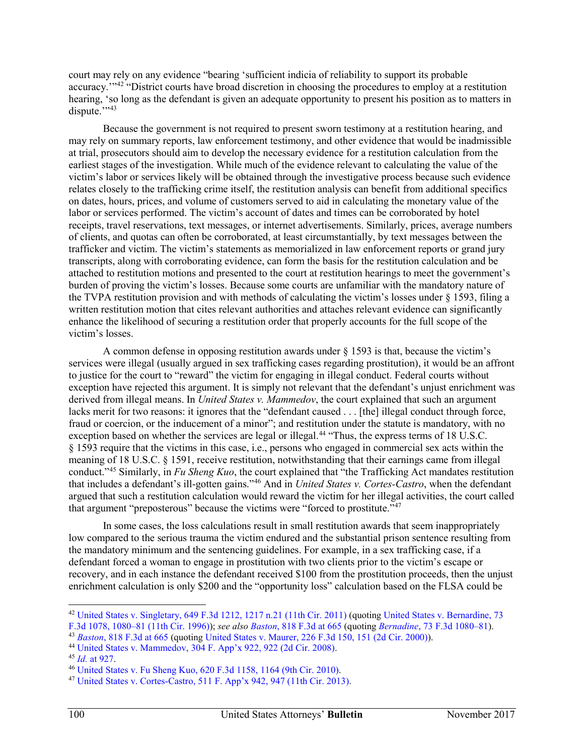court may rely on any evidence "bearing 'sufficient indicia of reliability to support its probable accuracy.'"[42] "District courts have broad discretion in choosing the procedures to employ at a restitution hearing, 'so long as the defendant is given an adequate opportunity to present his position as to matters in dispute.'"[43]

Because the government is not required to present sworn testimony at a restitution hearing, and may rely on summary reports, law enforcement testimony, and other evidence that would be inadmissible at trial, prosecutors should aim to develop the necessary evidence for a restitution calculation from the earliest stages of the investigation. While much of the evidence relevant to calculating the value of the victim's labor or services likely will be obtained through the investigative process because such evidence relates closely to the trafficking crime itself, the restitution analysis can benefit from additional specifics on dates, hours, prices, and volume of customers served to aid in calculating the monetary value of the labor or services performed. The victim's account of dates and times can be corroborated by hotel receipts, travel reservations, text messages, or internet advertisements. Similarly, prices, average numbers of clients, and quotas can often be corroborated, at least circumstantially, by text messages between the trafficker and victim. The victim's statements as memorialized in law enforcement reports or grand jury transcripts, along with corroborating evidence, can form the basis for the restitution calculation and be attached to restitution motions and presented to the court at restitution hearings to meet the government's burden of proving the victim's losses. Because some courts are unfamiliar with the mandatory nature of the TVPA restitution provision and with methods of calculating the victim's losses under § 1593, filing a written restitution motion that cites relevant authorities and attaches relevant evidence can significantly enhance the likelihood of securing a restitution order that properly accounts for the full scope of the victim's losses.

A common defense in opposing restitution awards under § 1593 is that, because the victim's services were illegal (usually argued in sex trafficking cases regarding prostitution), it would be an affront to justice for the court to "reward" the victim for engaging in illegal conduct. Federal courts without exception have rejected this argument. It is simply not relevant that the defendant's unjust enrichment was derived from illegal means. In *United States v. Mammedov*, the court explained that such an argument lacks merit for two reasons: it ignores that the "defendant caused . . . [the] illegal conduct through force, fraud or coercion, or the inducement of a minor"; and restitution under the statute is mandatory, with no exception based on whether the services are legal or illegal.[44] "Thus, the express terms of 18 U.S.C. § 1593 require that the victims in this case, i.e., persons who engaged in commercial sex acts within the meaning of 18 U.S.C. § 1591, receive restitution, notwithstanding that their earnings came from illegal conduct."[45] Similarly, in *Fu Sheng Kuo*, the court explained that "the Trafficking Act mandates restitution that includes a defendant's ill-gotten gains."[46] And in *United States v. Cortes-Castro*, when the defendant argued that such a restitution calculation would reward the victim for her illegal activities, the court called that argument "preposterous" because the victims were "forced to prostitute."[47]

In some cases, the loss calculations result in small restitution awards that seem inappropriately low compared to the serious trauma the victim endured and the substantial prison sentence resulting from the mandatory minimum and the sentencing guidelines. For example, in a sex trafficking case, if a defendant forced a woman to engage in prostitution with two clients prior to the victim's escape or recovery, and in each instance the defendant received $100 from the prostitution proceeds, then the unjust enrichment calculation is only $200 and the "opportunity loss" calculation based on the FLSA could be

---

[42] United States v. Singletary, 649 F.3d 1212, 1217 n.21 (11th Cir. 2011) (quoting United States v. Bernardine, 73 F.3d 1078, 1080–81 (11th Cir. 1996)); *see also Baston*, 818 F.3d at 665 (quoting *Bernadine*, 73 F.3d 1080–81).

[43] *Baston*, 818 F.3d at 665 (quoting United States v. Maurer, 226 F.3d 150, 151 (2d Cir. 2000)).

[44] United States v. Mammedov, 304 F. App'x 922, 922 (2d Cir. 2008).

[45] *Id.* at 927.

[46] United States v. Fu Sheng Kuo, 620 F.3d 1158, 1164 (9th Cir. 2010).

[47] United States v. Cortes-Castro, 511 F. App'x 942, 947 (11th Cir. 2013).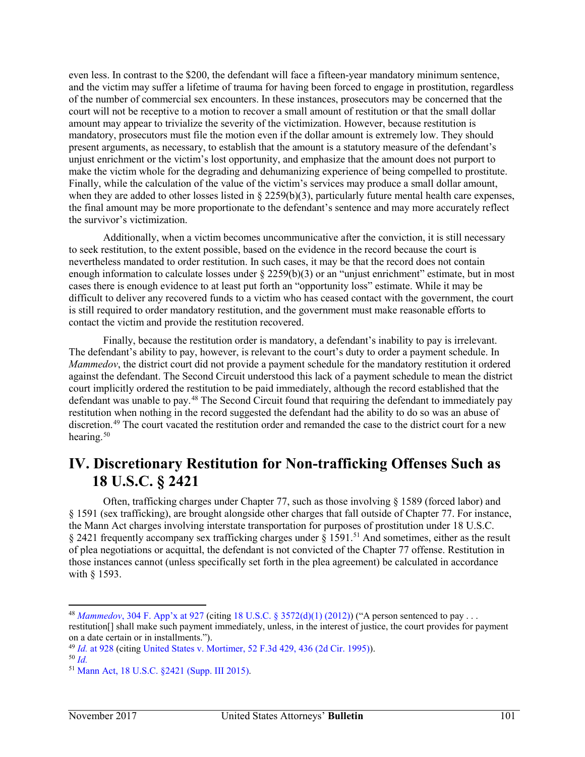even less. In contrast to the $200, the defendant will face a fifteen-year mandatory minimum sentence, and the victim may suffer a lifetime of trauma for having been forced to engage in prostitution, regardless of the number of commercial sex encounters. In these instances, prosecutors may be concerned that the court will not be receptive to a motion to recover a small amount of restitution or that the small dollar amount may appear to trivialize the severity of the victimization. However, because restitution is mandatory, prosecutors must file the motion even if the dollar amount is extremely low. They should present arguments, as necessary, to establish that the amount is a statutory measure of the defendant's unjust enrichment or the victim's lost opportunity, and emphasize that the amount does not purport to make the victim whole for the degrading and dehumanizing experience of being compelled to prostitute. Finally, while the calculation of the value of the victim's services may produce a small dollar amount, when they are added to other losses listed in § 2259(b)(3), particularly future mental health care expenses, the final amount may be more proportionate to the defendant's sentence and may more accurately reflect the survivor's victimization.

Additionally, when a victim becomes uncommunicative after the conviction, it is still necessary to seek restitution, to the extent possible, based on the evidence in the record because the court is nevertheless mandated to order restitution. In such cases, it may be that the record does not contain enough information to calculate losses under § 2259(b)(3) or an "unjust enrichment" estimate, but in most cases there is enough evidence to at least put forth an "opportunity loss" estimate. While it may be difficult to deliver any recovered funds to a victim who has ceased contact with the government, the court is still required to order mandatory restitution, and the government must make reasonable efforts to contact the victim and provide the restitution recovered.

Finally, because the restitution order is mandatory, a defendant's inability to pay is irrelevant. The defendant's ability to pay, however, is relevant to the court's duty to order a payment schedule. In *Mammedov*, the district court did not provide a payment schedule for the mandatory restitution it ordered against the defendant. The Second Circuit understood this lack of a payment schedule to mean the district court implicitly ordered the restitution to be paid immediately, although the record established that the defendant was unable to pay.[48] The Second Circuit found that requiring the defendant to immediately pay restitution when nothing in the record suggested the defendant had the ability to do so was an abuse of discretion.[49] The court vacated the restitution order and remanded the case to the district court for a new hearing.[50]

# IV. Discretionary Restitution for Non-trafficking Offenses Such as 18 U.S.C. § 2421

Often, trafficking charges under Chapter 77, such as those involving § 1589 (forced labor) and § 1591 (sex trafficking), are brought alongside other charges that fall outside of Chapter 77. For instance, the Mann Act charges involving interstate transportation for purposes of prostitution under 18 U.S.C. § 2421 frequently accompany sex trafficking charges under § 1591.[51] And sometimes, either as the result of plea negotiations or acquittal, the defendant is not convicted of the Chapter 77 offense. Restitution in those instances cannot (unless specifically set forth in the plea agreement) be calculated in accordance with § 1593.

---

[48] *Mammedov*, 304 F. App'x at 927 (citing 18 U.S.C. § 3572(d)(1) (2012)) ("A person sentenced to pay . . . restitution[] shall make such payment immediately, unless, in the interest of justice, the court provides for payment on a date certain or in installments.").

[49] *Id.* at 928 (citing United States v. Mortimer, 52 F.3d 429, 436 (2d Cir. 1995)).

[50] *Id.*

[51] Mann Act, 18 U.S.C. §2421 (Supp. III 2015).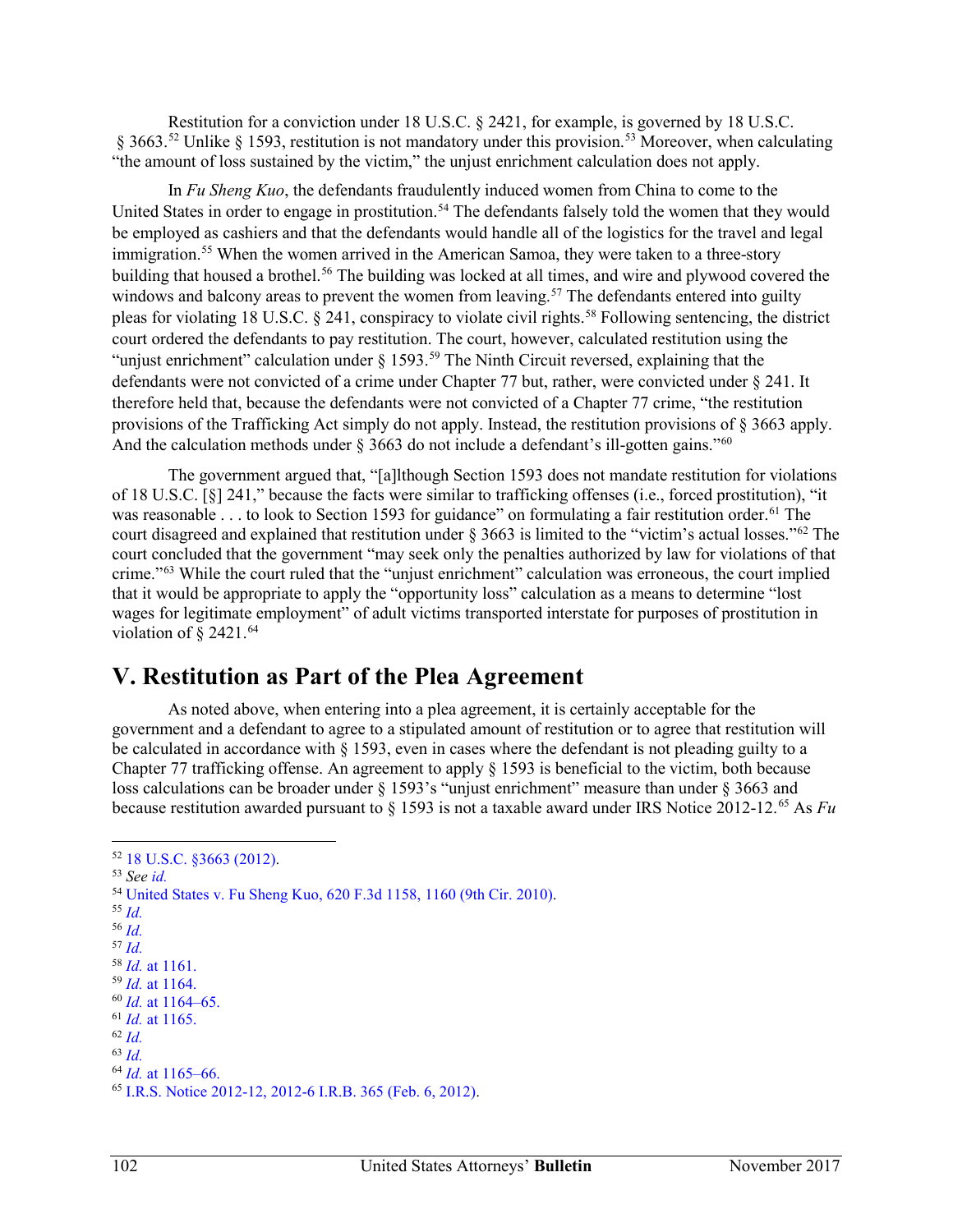Restitution for a conviction under 18 U.S.C. § 2421, for example, is governed by 18 U.S.C. § 3663.[52] Unlike § 1593, restitution is not mandatory under this provision.[53] Moreover, when calculating "the amount of loss sustained by the victim," the unjust enrichment calculation does not apply.

In *Fu Sheng Kuo*, the defendants fraudulently induced women from China to come to the United States in order to engage in prostitution.[54] The defendants falsely told the women that they would be employed as cashiers and that the defendants would handle all of the logistics for the travel and legal immigration.[55] When the women arrived in the American Samoa, they were taken to a three-story building that housed a brothel.[56] The building was locked at all times, and wire and plywood covered the windows and balcony areas to prevent the women from leaving.[57] The defendants entered into guilty pleas for violating 18 U.S.C. § 241, conspiracy to violate civil rights.[58] Following sentencing, the district court ordered the defendants to pay restitution. The court, however, calculated restitution using the "unjust enrichment" calculation under § 1593.[59] The Ninth Circuit reversed, explaining that the defendants were not convicted of a crime under Chapter 77 but, rather, were convicted under § 241. It therefore held that, because the defendants were not convicted of a Chapter 77 crime, "the restitution provisions of the Trafficking Act simply do not apply. Instead, the restitution provisions of § 3663 apply. And the calculation methods under § 3663 do not include a defendant's ill-gotten gains."[60]

The government argued that, "[a]lthough Section 1593 does not mandate restitution for violations of 18 U.S.C. [§] 241," because the facts were similar to trafficking offenses (i.e., forced prostitution), "it was reasonable . . . to look to Section 1593 for guidance" on formulating a fair restitution order.[61] The court disagreed and explained that restitution under § 3663 is limited to the "victim's actual losses."[62] The court concluded that the government "may seek only the penalties authorized by law for violations of that crime."[63] While the court ruled that the "unjust enrichment" calculation was erroneous, the court implied that it would be appropriate to apply the "opportunity loss" calculation as a means to determine "lost wages for legitimate employment" of adult victims transported interstate for purposes of prostitution in violation of § 2421.[64]

## V. Restitution as Part of the Plea Agreement

As noted above, when entering into a plea agreement, it is certainly acceptable for the government and a defendant to agree to a stipulated amount of restitution or to agree that restitution will be calculated in accordance with § 1593, even in cases where the defendant is not pleading guilty to a Chapter 77 trafficking offense. An agreement to apply § 1593 is beneficial to the victim, both because loss calculations can be broader under § 1593's "unjust enrichment" measure than under § 3663 and because restitution awarded pursuant to § 1593 is not a taxable award under IRS Notice 2012-12.[65] As *Fu*

---

[52] 18 U.S.C. §3663 (2012).
[53] *See id.*
[54] United States v. Fu Sheng Kuo, 620 F.3d 1158, 1160 (9th Cir. 2010).
[55] *Id.*
[56] *Id.*
[57] *Id.*
[58] *Id.* at 1161.
[59] *Id.* at 1164.
[60] *Id.* at 1164–65.
[61] *Id.* at 1165.
[62] *Id.*
[63] *Id.*
[64] *Id.* at 1165–66.
[65] I.R.S. Notice 2012-12, 2012-6 I.R.B. 365 (Feb. 6, 2012).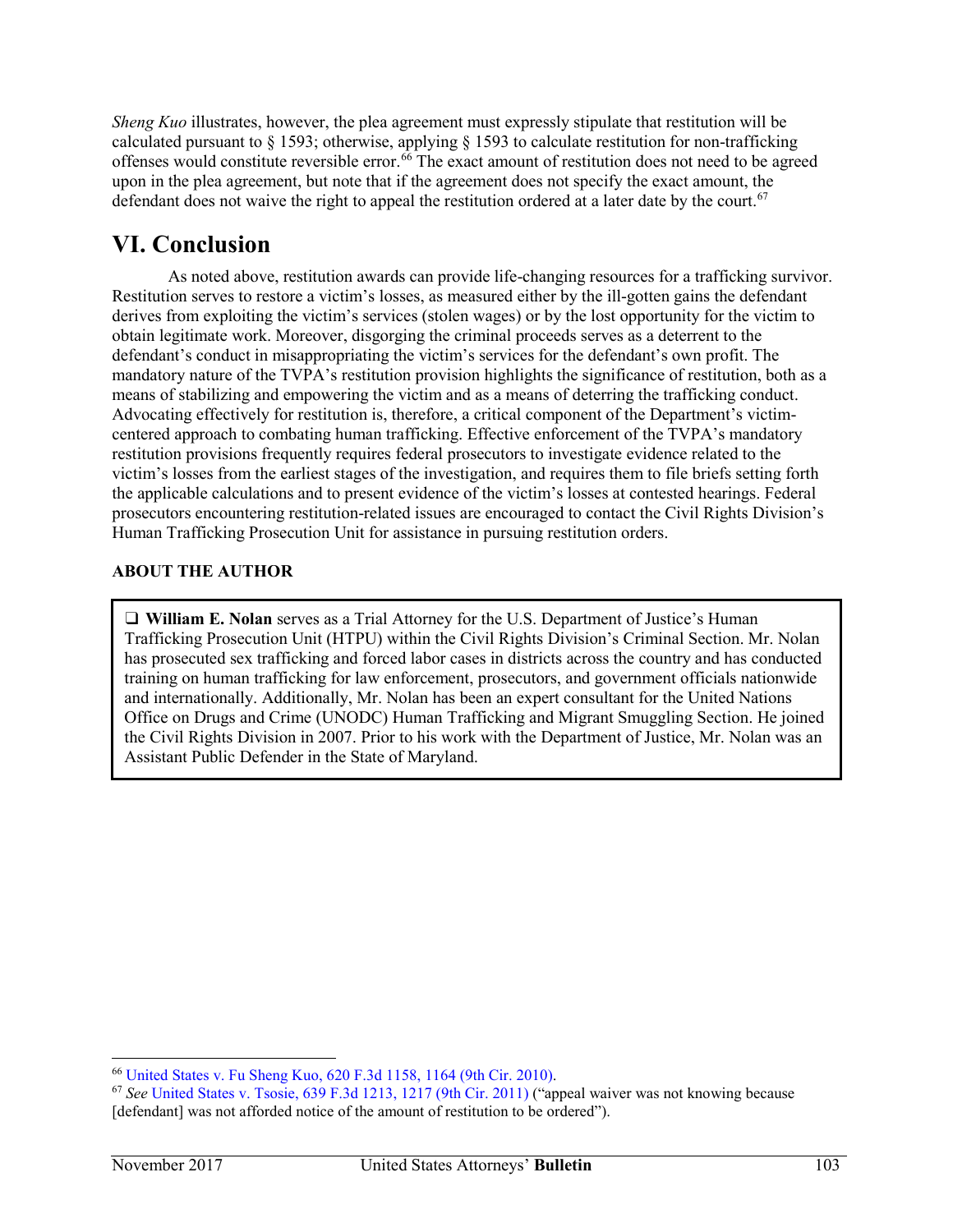*Sheng Kuo* illustrates, however, the plea agreement must expressly stipulate that restitution will be calculated pursuant to § 1593; otherwise, applying § 1593 to calculate restitution for non-trafficking offenses would constitute reversible error.[66] The exact amount of restitution does not need to be agreed upon in the plea agreement, but note that if the agreement does not specify the exact amount, the defendant does not waive the right to appeal the restitution ordered at a later date by the court.[67]

## VI. Conclusion

As noted above, restitution awards can provide life-changing resources for a trafficking survivor. Restitution serves to restore a victim's losses, as measured either by the ill-gotten gains the defendant derives from exploiting the victim's services (stolen wages) or by the lost opportunity for the victim to obtain legitimate work. Moreover, disgorging the criminal proceeds serves as a deterrent to the defendant's conduct in misappropriating the victim's services for the defendant's own profit. The mandatory nature of the TVPA's restitution provision highlights the significance of restitution, both as a means of stabilizing and empowering the victim and as a means of deterring the trafficking conduct. Advocating effectively for restitution is, therefore, a critical component of the Department's victim-centered approach to combating human trafficking. Effective enforcement of the TVPA's mandatory restitution provisions frequently requires federal prosecutors to investigate evidence related to the victim's losses from the earliest stages of the investigation, and requires them to file briefs setting forth the applicable calculations and to present evidence of the victim's losses at contested hearings. Federal prosecutors encountering restitution-related issues are encouraged to contact the Civil Rights Division's Human Trafficking Prosecution Unit for assistance in pursuing restitution orders.

**ABOUT THE AUTHOR**

❑ **William E. Nolan** serves as a Trial Attorney for the U.S. Department of Justice's Human Trafficking Prosecution Unit (HTPU) within the Civil Rights Division's Criminal Section. Mr. Nolan has prosecuted sex trafficking and forced labor cases in districts across the country and has conducted training on human trafficking for law enforcement, prosecutors, and government officials nationwide and internationally. Additionally, Mr. Nolan has been an expert consultant for the United Nations Office on Drugs and Crime (UNODC) Human Trafficking and Migrant Smuggling Section. He joined the Civil Rights Division in 2007. Prior to his work with the Department of Justice, Mr. Nolan was an Assistant Public Defender in the State of Maryland.

---

[66] United States v. Fu Sheng Kuo, 620 F.3d 1158, 1164 (9th Cir. 2010).

[67] *See* United States v. Tsosie, 639 F.3d 1213, 1217 (9th Cir. 2011) ("appeal waiver was not knowing because [defendant] was not afforded notice of the amount of restitution to be ordered").